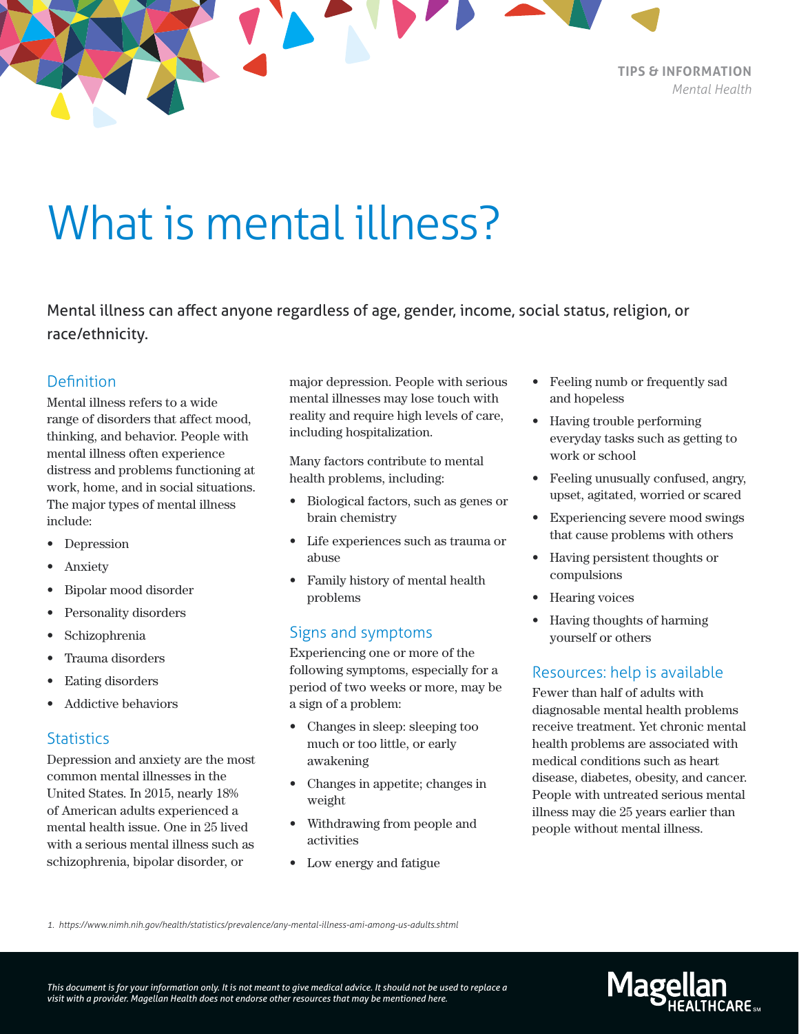# What is mental illness?

Mental illness can affect anyone regardless of age, gender, income, social status, religion, or race/ethnicity.

## Definition

Mental illness refers to a wide range of disorders that affect mood, thinking, and behavior. People with mental illness often experience distress and problems functioning at work, home, and in social situations. The major types of mental illness include:

- Depression
- Anxiety
- Bipolar mood disorder
- Personality disorders
- Schizophrenia
- Trauma disorders
- Eating disorders
- Addictive behaviors

## Statistics

Depression and anxiety are the most common mental illnesses in the United States. In 2015, nearly 18% of American adults experienced a mental health issue. One in 25 lived with a serious mental illness such as schizophrenia, bipolar disorder, or major depression. People with serious mental illnesses may lose touch with reality and require high levels of care, including hospitalization.

Many factors contribute to mental health problems, including:

- Biological factors, such as genes or brain chemistry
- Life experiences such as trauma or abuse
- Family history of mental health problems

## Signs and symptoms

Experiencing one or more of the following symptoms, especially for a period of two weeks or more, may be a sign of a problem:

- Changes in sleep: sleeping too much or too little, or early awakening
- Changes in appetite; changes in weight
- Withdrawing from people and activities
- Low energy and fatigue
- Feeling numb or frequently sad and hopeless
- Having trouble performing everyday tasks such as getting to work or school
- Feeling unusually confused, angry, upset, agitated, worried or scared
- Experiencing severe mood swings that cause problems with others
- Having persistent thoughts or compulsions
- Hearing voices
- Having thoughts of harming yourself or others

## Resources: help is available

Fewer than half of adults with diagnosable mental health problems receive treatment. Yet chronic mental health problems are associated with medical conditions such as heart disease, diabetes, obesity, and cancer. People with untreated serious mental illness may die 25 years earlier than people without mental illness.

*1. https://www.nimh.nih.gov/health/statistics/prevalence/any-mental-illness-ami-among-us-adults.shtml*

*This document is for your information only. It is not meant to give medical advice. It should not be used to replace a visit with a provider. Magellan Health does not endorse other resources that may be mentioned here.*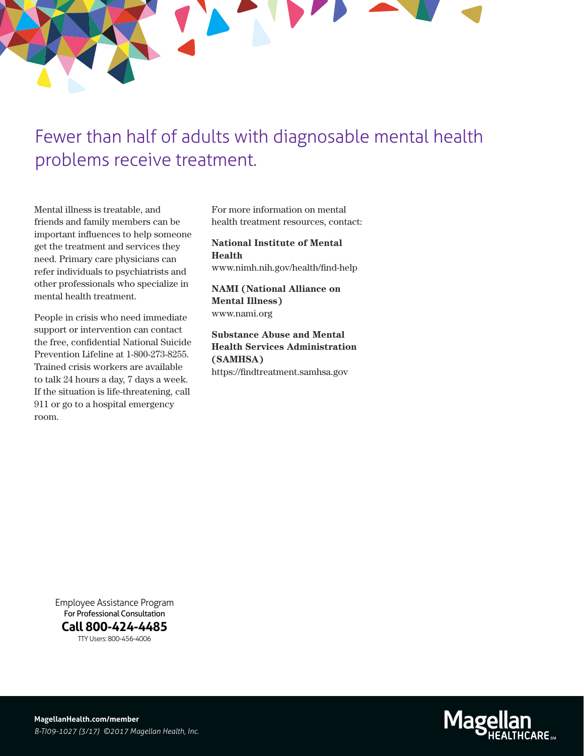## Fewer than half of adults with diagnosable mental health problems receive treatment.

Mental illness is treatable, and friends and family members can be important influences to help someone get the treatment and services they need. Primary care physicians can refer individuals to psychiatrists and other professionals who specialize in mental health treatment.

People in crisis who need immediate support or intervention can contact the free, confidential National Suicide Prevention Lifeline at 1-800-273-8255. Trained crisis workers are available to talk 24 hours a day, 7 days a week. If the situation is life-threatening, call 911 or go to a hospital emergency room.

For more information on mental health treatment resources, contact:

**National Institute of Mental Health**
www.nimh.nih.gov/health/find-help

**NAMI (National Alliance on Mental Illness)**
www.nami.org

**Substance Abuse and Mental Health Services Administration (SAMHSA)**
https://findtreatment.samhsa.gov

Employee Assistance Program
For Professional Consultation
**Call 800-424-4485**
TTY Users: 800-456-4006

**MagellanHealth.com/member**
*B-TI09-1027 (3/17) ©2017 Magellan Health, Inc.*

Magellan HEALTHCARE℠